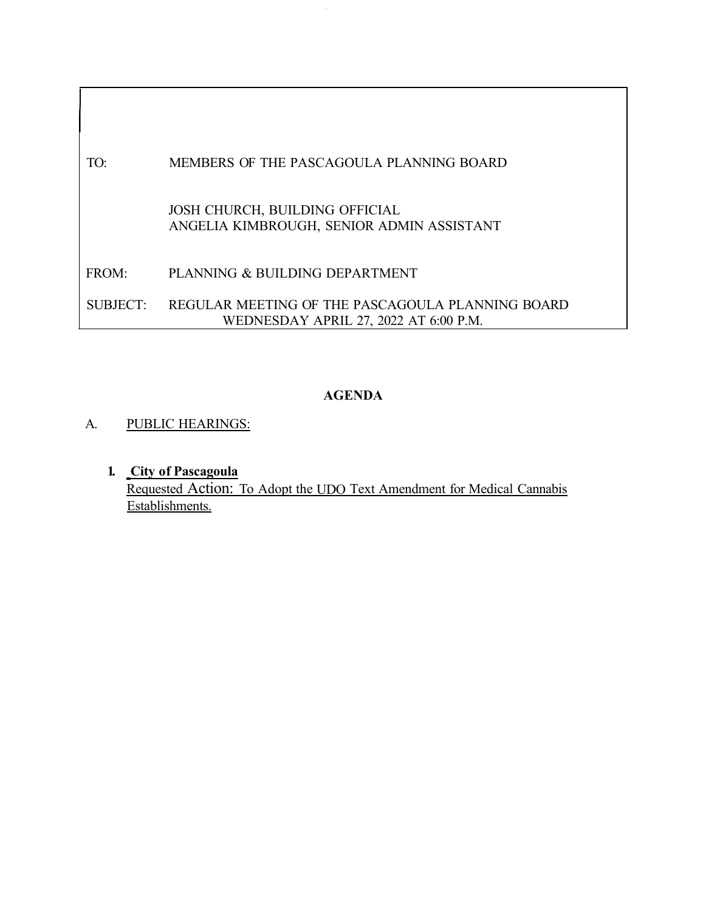TO: MEMBERS OF THE PASCAGOULA PLANNING BOARD

JOSH CHURCH, BUILDING OFFICIAL
ANGELIA KIMBROUGH, SENIOR ADMIN ASSISTANT

FROM: PLANNING & BUILDING DEPARTMENT

SUBJECT: REGULAR MEETING OF THE PASCAGOULA PLANNING BOARD
WEDNESDAY APRIL 27, 2022 AT 6:00 P.M.

## AGENDA

A. PUBLIC HEARINGS:

1. **City of Pascagoula**
   Requested Action: To Adopt the UDO Text Amendment for Medical Cannabis Establishments.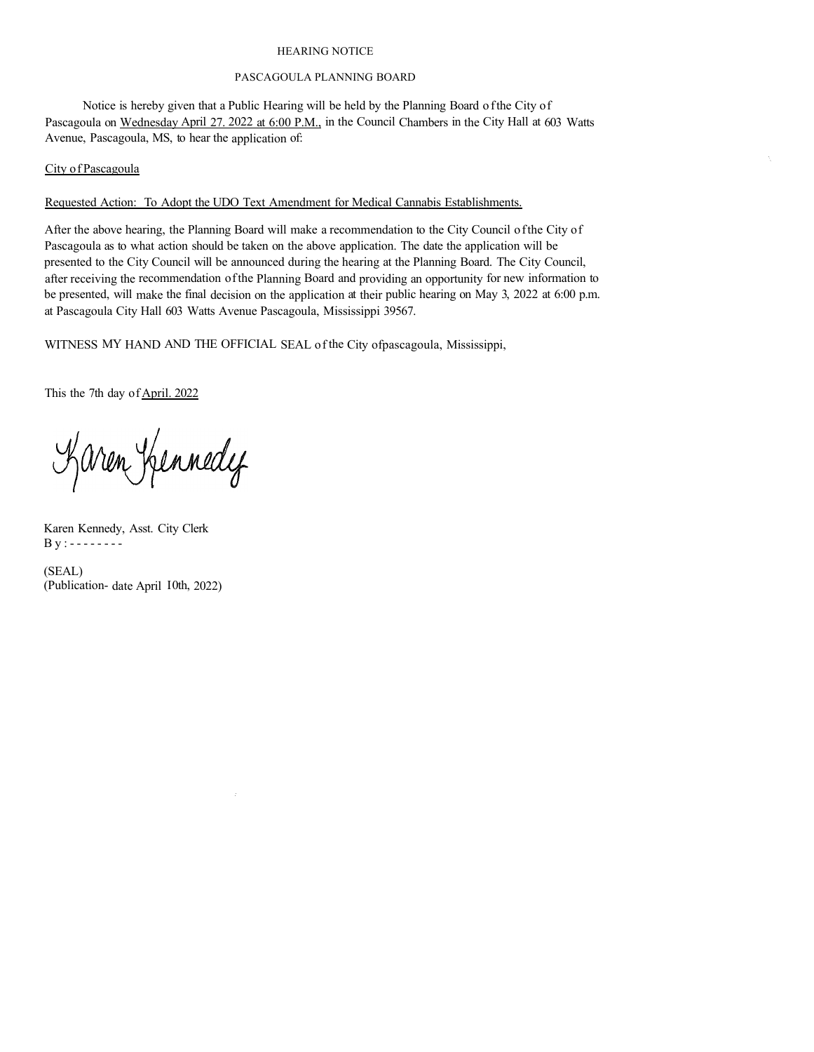HEARING NOTICE

PASCAGOULA PLANNING BOARD

Notice is hereby given that a Public Hearing will be held by the Planning Board of the City of Pascagoula on <u>Wednesday April 27. 2022 at 6:00 P.M.,</u> in the Council Chambers in the City Hall at 603 Watts Avenue, Pascagoula, MS, to hear the application of:

<u>City of Pascagoula</u>

<u>Requested Action: To Adopt the UDO Text Amendment for Medical Cannabis Establishments.</u>

After the above hearing, the Planning Board will make a recommendation to the City Council of the City of Pascagoula as to what action should be taken on the above application. The date the application will be presented to the City Council will be announced during the hearing at the Planning Board. The City Council, after receiving the recommendation of the Planning Board and providing an opportunity for new information to be presented, will make the final decision on the application at their public hearing on May 3, 2022 at 6:00 p.m. at Pascagoula City Hall 603 Watts Avenue Pascagoula, Mississippi 39567.

WITNESS MY HAND AND THE OFFICIAL SEAL of the City ofpascagoula, Mississippi,

This the 7th day of <u>April. 2022</u>

Karen Kennedy

Karen Kennedy, Asst. City Clerk
By: --------

(SEAL)
(Publication- date April 10th, 2022)